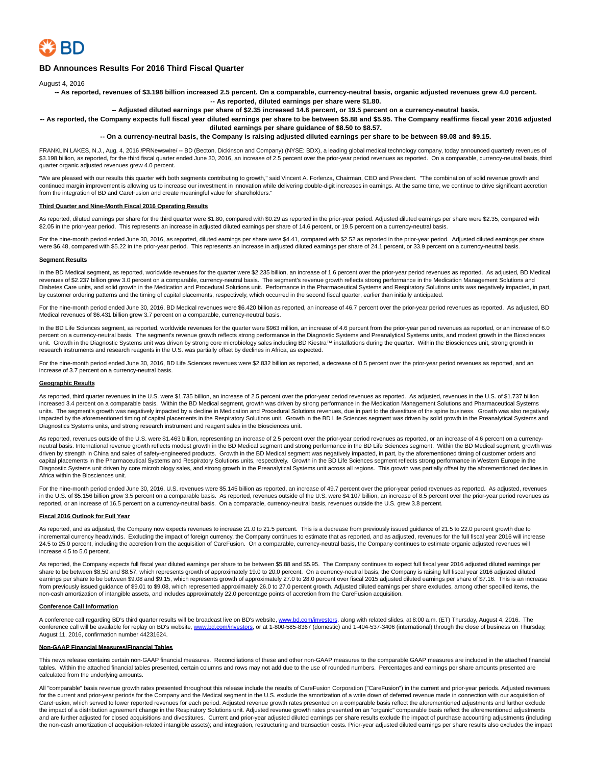# BD Announces Results For 2016 Third Fiscal Quarter

August 4, 2016

**-- As reported, revenues of $3.198 billion increased 2.5 percent. On a comparable, currency-neutral basis, organic adjusted revenues grew 4.0 percent.**

**-- As reported, diluted earnings per share were $1.80.**

**-- Adjusted diluted earnings per share of $2.35 increased 14.6 percent, or 19.5 percent on a currency-neutral basis.**

**-- As reported, the Company expects full fiscal year diluted earnings per share to be between $5.88 and $5.95. The Company reaffirms fiscal year 2016 adjusted diluted earnings per share guidance of $8.50 to $8.57.**

**-- On a currency-neutral basis, the Company is raising adjusted diluted earnings per share to be between $9.08 and $9.15.**

FRANKLIN LAKES, N.J., Aug. 4, 2016 /PRNewswire/ -- BD (Becton, Dickinson and Company) (NYSE: BDX), a leading global medical technology company, today announced quarterly revenues of $3.198 billion, as reported, for the third fiscal quarter ended June 30, 2016, an increase of 2.5 percent over the prior-year period revenues as reported. On a comparable, currency-neutral basis, third quarter organic adjusted revenues grew 4.0 percent.

"We are pleased with our results this quarter with both segments contributing to growth," said Vincent A. Forlenza, Chairman, CEO and President. "The combination of solid revenue growth and continued margin improvement is allowing us to increase our investment in innovation while delivering double-digit increases in earnings. At the same time, we continue to drive significant accretion from the integration of BD and CareFusion and create meaningful value for shareholders."

**Third Quarter and Nine-Month Fiscal 2016 Operating Results**

As reported, diluted earnings per share for the third quarter were $1.80, compared with $0.29 as reported in the prior-year period. Adjusted diluted earnings per share were $2.35, compared with $2.05 in the prior-year period. This represents an increase in adjusted diluted earnings per share of 14.6 percent, or 19.5 percent on a currency-neutral basis.

For the nine-month period ended June 30, 2016, as reported, diluted earnings per share were $4.41, compared with $2.52 as reported in the prior-year period. Adjusted diluted earnings per share were $6.48, compared with $5.22 in the prior-year period. This represents an increase in adjusted diluted earnings per share of 24.1 percent, or 33.9 percent on a currency-neutral basis.

**Segment Results**

In the BD Medical segment, as reported, worldwide revenues for the quarter were $2.235 billion, an increase of 1.6 percent over the prior-year period revenues as reported. As adjusted, BD Medical revenues of $2.237 billion grew 3.0 percent on a comparable, currency-neutral basis. The segment's revenue growth reflects strong performance in the Medication Management Solutions and Diabetes Care units, and solid growth in the Medication and Procedural Solutions unit. Performance in the Pharmaceutical Systems and Respiratory Solutions units was negatively impacted, in part, by customer ordering patterns and the timing of capital placements, respectively, which occurred in the second fiscal quarter, earlier than initially anticipated.

For the nine-month period ended June 30, 2016, BD Medical revenues were $6.420 billion as reported, an increase of 46.7 percent over the prior-year period revenues as reported. As adjusted, BD Medical revenues of $6.431 billion grew 3.7 percent on a comparable, currency-neutral basis.

In the BD Life Sciences segment, as reported, worldwide revenues for the quarter were $963 million, an increase of 4.6 percent from the prior-year period revenues as reported, or an increase of 6.0 percent on a currency-neutral basis. The segment's revenue growth reflects strong performance in the Diagnostic Systems and Preanalytical Systems units, and modest growth in the Biosciences unit. Growth in the Diagnostic Systems unit was driven by strong core microbiology sales including BD Kiestra™ installations during the quarter. Within the Biosciences unit, strong growth in research instruments and research reagents in the U.S. was partially offset by declines in Africa, as expected.

For the nine-month period ended June 30, 2016, BD Life Sciences revenues were $2.832 billion as reported, a decrease of 0.5 percent over the prior-year period revenues as reported, and an increase of 3.7 percent on a currency-neutral basis.

**Geographic Results**

As reported, third quarter revenues in the U.S. were $1.735 billion, an increase of 2.5 percent over the prior-year period revenues as reported. As adjusted, revenues in the U.S. of $1.737 billion increased 3.4 percent on a comparable basis. Within the BD Medical segment, growth was driven by strong performance in the Medication Management Solutions and Pharmaceutical Systems units. The segment's growth was negatively impacted by a decline in Medication and Procedural Solutions revenues, due in part to the divestiture of the spine business. Growth was also negatively impacted by the aforementioned timing of capital placements in the Respiratory Solutions unit. Growth in the BD Life Sciences segment was driven by solid growth in the Preanalytical Systems and Diagnostics Systems units, and strong research instrument and reagent sales in the Biosciences unit.

As reported, revenues outside of the U.S. were $1.463 billion, representing an increase of 2.5 percent over the prior-year period revenues as reported, or an increase of 4.6 percent on a currency-neutral basis. International revenue growth reflects modest growth in the BD Medical segment and strong performance in the BD Life Sciences segment. Within the BD Medical segment, growth was driven by strength in China and sales of safety-engineered products. Growth in the BD Medical segment was negatively impacted, in part, by the aforementioned timing of customer orders and capital placements in the Pharmaceutical Systems and Respiratory Solutions units, respectively. Growth in the BD Life Sciences segment reflects strong performance in Western Europe in the Diagnostic Systems unit driven by core microbiology sales, and strong growth in the Preanalytical Systems unit across all regions. This growth was partially offset by the aforementioned declines in Africa within the Biosciences unit.

For the nine-month period ended June 30, 2016, U.S. revenues were $5.145 billion as reported, an increase of 49.7 percent over the prior-year period revenues as reported. As adjusted, revenues in the U.S. of $5.156 billion grew 3.5 percent on a comparable basis. As reported, revenues outside of the U.S. were $4.107 billion, an increase of 8.5 percent over the prior-year period revenues as reported, or an increase of 16.5 percent on a currency-neutral basis. On a comparable, currency-neutral basis, revenues outside the U.S. grew 3.8 percent.

**Fiscal 2016 Outlook for Full Year**

As reported, and as adjusted, the Company now expects revenues to increase 21.0 to 21.5 percent. This is a decrease from previously issued guidance of 21.5 to 22.0 percent growth due to incremental currency headwinds. Excluding the impact of foreign currency, the Company continues to estimate that as reported, and as adjusted, revenues for the full fiscal year 2016 will increase 24.5 to 25.0 percent, including the accretion from the acquisition of CareFusion. On a comparable, currency-neutral basis, the Company continues to estimate organic adjusted revenues will increase 4.5 to 5.0 percent.

As reported, the Company expects full fiscal year diluted earnings per share to be between $5.88 and $5.95. The Company continues to expect full fiscal year 2016 adjusted diluted earnings per share to be between $8.50 and $8.57, which represents growth of approximately 19.0 to 20.0 percent. On a currency-neutral basis, the Company is raising full fiscal year 2016 adjusted diluted earnings per share to be between $9.08 and $9.15, which represents growth of approximately 27.0 to 28.0 percent over fiscal 2015 adjusted diluted earnings per share of $7.16. This is an increase from previously issued guidance of $9.01 to $9.08, which represented approximately 26.0 to 27.0 percent growth. Adjusted diluted earnings per share excludes, among other specified items, the non-cash amortization of intangible assets, and includes approximately 22.0 percentage points of accretion from the CareFusion acquisition.

**Conference Call Information**

A conference call regarding BD's third quarter results will be broadcast live on BD's website, www.bd.com/investors, along with related slides, at 8:00 a.m. (ET) Thursday, August 4, 2016. The conference call will be available for replay on BD's website, www.bd.com/investors, or at 1-800-585-8367 (domestic) and 1-404-537-3406 (international) through the close of business on Thursday, August 11, 2016, confirmation number 44231624.

**Non-GAAP Financial Measures/Financial Tables**

This news release contains certain non-GAAP financial measures. Reconciliations of these and other non-GAAP measures to the comparable GAAP measures are included in the attached financial tables. Within the attached financial tables presented, certain columns and rows may not add due to the use of rounded numbers. Percentages and earnings per share amounts presented are calculated from the underlying amounts.

All "comparable" basis revenue growth rates presented throughout this release include the results of CareFusion Corporation ("CareFusion") in the current and prior-year periods. Adjusted revenues for the current and prior-year periods for the Company and the Medical segment in the U.S. exclude the amortization of a write down of deferred revenue made in connection with our acquisition of CareFusion, which served to lower reported revenues for each period. Adjusted revenue growth rates presented on a comparable basis reflect the aforementioned adjustments and further exclude the impact of a distribution agreement change in the Respiratory Solutions unit. Adjusted revenue growth rates presented on an "organic" comparable basis reflect the aforementioned adjustments and are further adjusted for closed acquisitions and divestitures. Current and prior-year adjusted diluted earnings per share results exclude the impact of purchase accounting adjustments (including the non-cash amortization of acquisition-related intangible assets); and integration, restructuring and transaction costs. Prior-year adjusted diluted earnings per share results also excludes the impact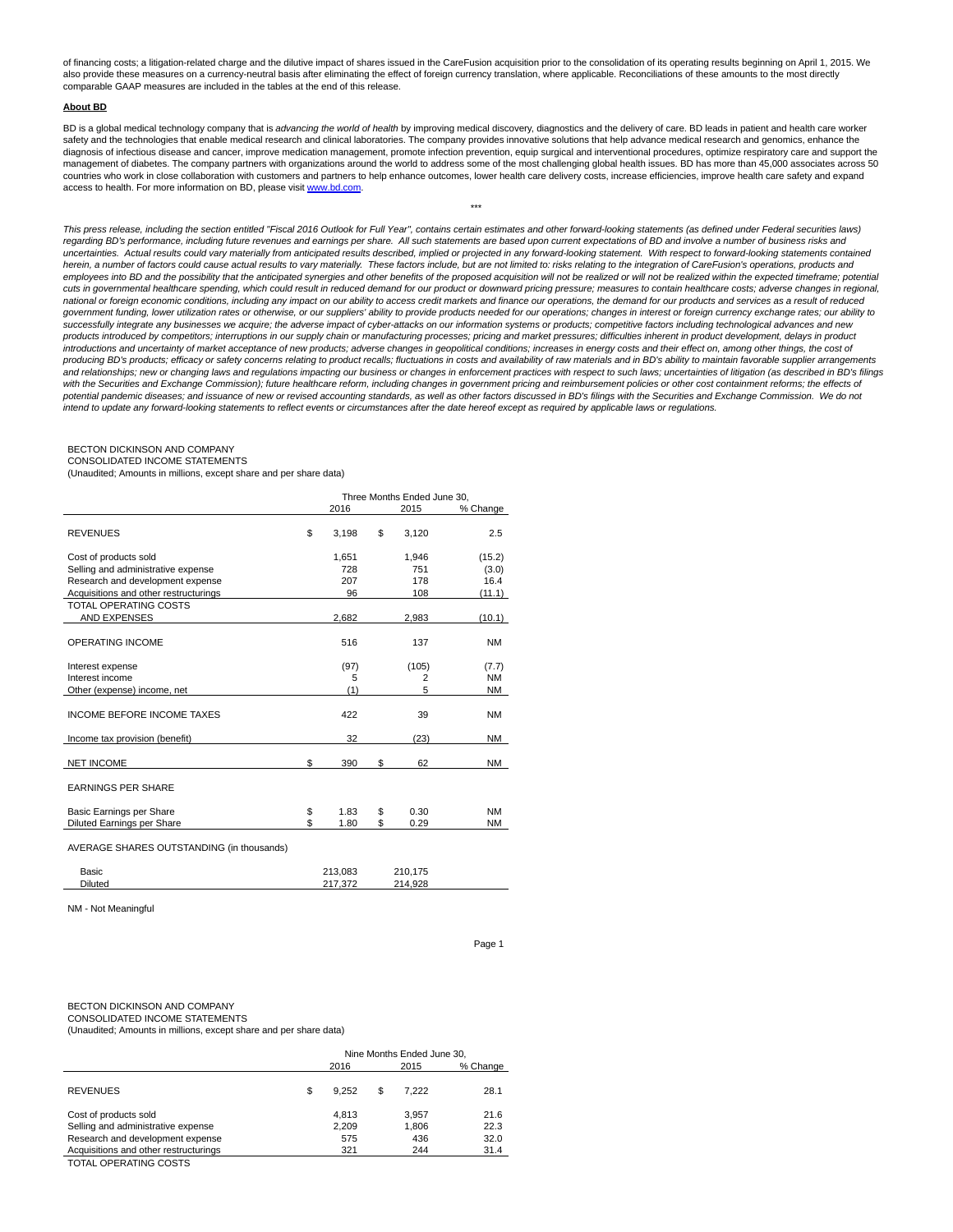of financing costs; a litigation-related charge and the dilutive impact of shares issued in the CareFusion acquisition prior to the consolidation of its operating results beginning on April 1, 2015. We also provide these measures on a currency-neutral basis after eliminating the effect of foreign currency translation, where applicable. Reconciliations of these amounts to the most directly comparable GAAP measures are included in the tables at the end of this release.

**About BD**

BD is a global medical technology company that is *advancing the world of health* by improving medical discovery, diagnostics and the delivery of care. BD leads in patient and health care worker safety and the technologies that enable medical research and clinical laboratories. The company provides innovative solutions that help advance medical research and genomics, enhance the diagnosis of infectious disease and cancer, improve medication management, promote infection prevention, equip surgical and interventional procedures, optimize respiratory care and support the management of diabetes. The company partners with organizations around the world to address some of the most challenging global health issues. BD has more than 45,000 associates across 50 countries who work in close collaboration with customers and partners to help enhance outcomes, lower health care delivery costs, increase efficiencies, improve health care safety and expand access to health. For more information on BD, please visit www.bd.com.

***

*This press release, including the section entitled "Fiscal 2016 Outlook for Full Year", contains certain estimates and other forward-looking statements (as defined under Federal securities laws) regarding BD's performance, including future revenues and earnings per share. All such statements are based upon current expectations of BD and involve a number of business risks and uncertainties. Actual results could vary materially from anticipated results described, implied or projected in any forward-looking statement. With respect to forward-looking statements contained herein, a number of factors could cause actual results to vary materially. These factors include, but are not limited to: risks relating to the integration of CareFusion's operations, products and employees into BD and the possibility that the anticipated synergies and other benefits of the proposed acquisition will not be realized or will not be realized within the expected timeframe; potential cuts in governmental healthcare spending, which could result in reduced demand for our product or downward pricing pressure; measures to contain healthcare costs; adverse changes in regional, national or foreign economic conditions, including any impact on our ability to access credit markets and finance our operations, the demand for our products and services as a result of reduced government funding, lower utilization rates or otherwise, or our suppliers' ability to provide products needed for our operations; changes in interest or foreign currency exchange rates; our ability to successfully integrate any businesses we acquire; the adverse impact of cyber-attacks on our information systems or products; competitive factors including technological advances and new products introduced by competitors; interruptions in our supply chain or manufacturing processes; pricing and market pressures; difficulties inherent in product development, delays in product introductions and uncertainty of market acceptance of new products; adverse changes in geopolitical conditions; increases in energy costs and their effect on, among other things, the cost of producing BD's products; efficacy or safety concerns relating to product recalls; fluctuations in costs and availability of raw materials and in BD's ability to maintain favorable supplier arrangements and relationships; new or changing laws and regulations impacting our business or changes in enforcement practices with respect to such laws; uncertainties of litigation (as described in BD's filings with the Securities and Exchange Commission); future healthcare reform, including changes in government pricing and reimbursement policies or other cost containment reforms; the effects of potential pandemic diseases; and issuance of new or revised accounting standards, as well as other factors discussed in BD's filings with the Securities and Exchange Commission. We do not intend to update any forward-looking statements to reflect events or circumstances after the date hereof except as required by applicable laws or regulations.*

BECTON DICKINSON AND COMPANY
CONSOLIDATED INCOME STATEMENTS
(Unaudited; Amounts in millions, except share and per share data)

| | Three Months Ended June 30, | | |
|---|---|---|---|
| | 2016 | 2015 | % Change |
| REVENUES | $ 3,198 | $ 3,120 | 2.5 |
| Cost of products sold | 1,651 | 1,946 | (15.2) |
| Selling and administrative expense | 728 | 751 | (3.0) |
| Research and development expense | 207 | 178 | 16.4 |
| Acquisitions and other restructurings | 96 | 108 | (11.1) |
| TOTAL OPERATING COSTS AND EXPENSES | 2,682 | 2,983 | (10.1) |
| OPERATING INCOME | 516 | 137 | NM |
| Interest expense | (97) | (105) | (7.7) |
| Interest income | 5 | 2 | NM |
| Other (expense) income, net | (1) | 5 | NM |
| INCOME BEFORE INCOME TAXES | 422 | 39 | NM |
| Income tax provision (benefit) | 32 | (23) | NM |
| NET INCOME | $ 390 | $ 62 | NM |
| EARNINGS PER SHARE | | | |
| Basic Earnings per Share | $ 1.83 | $ 0.30 | NM |
| Diluted Earnings per Share | $ 1.80 | $ 0.29 | NM |
| AVERAGE SHARES OUTSTANDING (in thousands) | | | |
| Basic | 213,083 | 210,175 | |
| Diluted | 217,372 | 214,928 | |

NM - Not Meaningful

BECTON DICKINSON AND COMPANY
CONSOLIDATED INCOME STATEMENTS
(Unaudited; Amounts in millions, except share and per share data)

| | Nine Months Ended June 30, | | |
|---|---|---|---|
| | 2016 | 2015 | % Change |
| REVENUES | $ 9,252 | $ 7,222 | 28.1 |
| Cost of products sold | 4,813 | 3,957 | 21.6 |
| Selling and administrative expense | 2,209 | 1,806 | 22.3 |
| Research and development expense | 575 | 436 | 32.0 |
| Acquisitions and other restructurings | 321 | 244 | 31.4 |
| TOTAL OPERATING COSTS | | | |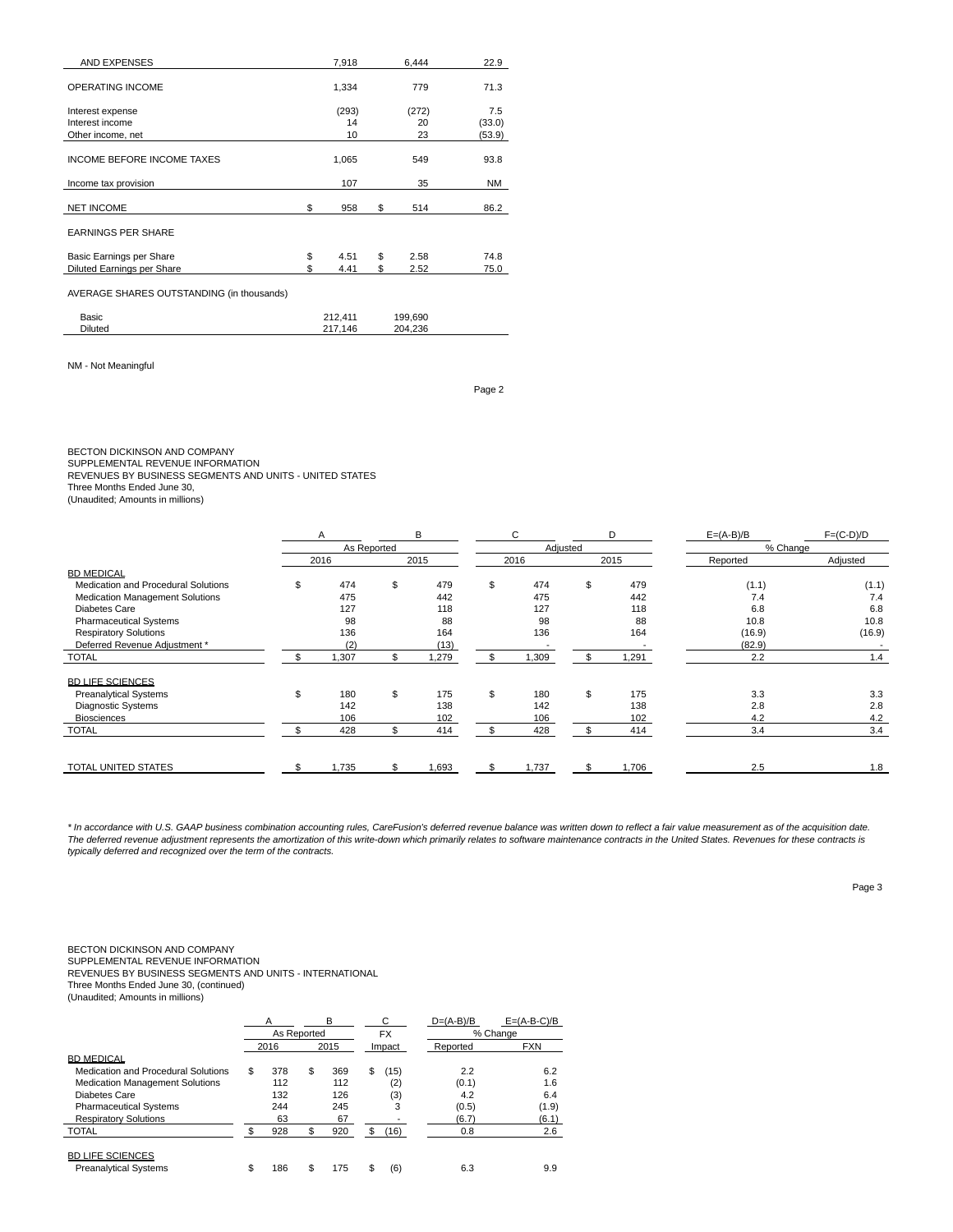| | | | |
|---|---|---|---|
| AND EXPENSES | 7,918 | 6,444 | 22.9 |
| OPERATING INCOME | 1,334 | 779 | 71.3 |
| Interest expense | (293) | (272) | 7.5 |
| Interest income | 14 | 20 | (33.0) |
| Other income, net | 10 | 23 | (53.9) |
| INCOME BEFORE INCOME TAXES | 1,065 | 549 | 93.8 |
| Income tax provision | 107 | 35 | NM |
| NET INCOME | $ 958 | $ 514 | 86.2 |
| EARNINGS PER SHARE | | | |
| Basic Earnings per Share | $ 4.51 | $ 2.58 | 74.8 |
| Diluted Earnings per Share | $ 4.41 | $ 2.52 | 75.0 |
| AVERAGE SHARES OUTSTANDING (in thousands) | | | |
| Basic | 212,411 | 199,690 | |
| Diluted | 217,146 | 204,236 | |

NM - Not Meaningful

BECTON DICKINSON AND COMPANY
SUPPLEMENTAL REVENUE INFORMATION
REVENUES BY BUSINESS SEGMENTS AND UNITS - UNITED STATES
Three Months Ended June 30,
(Unaudited; Amounts in millions)

| | A | B | C | D | E=(A-B)/B | F=(C-D)/D |
|---|---|---|---|---|---|---|
| | As Reported | | Adjusted | | % Change | |
| | 2016 | 2015 | 2016 | 2015 | Reported | Adjusted |
| BD MEDICAL | | | | | | |
| Medication and Procedural Solutions | $ 474 | $ 479 | $ 474 | $ 479 | (1.1) | (1.1) |
| Medication Management Solutions | 475 | 442 | 475 | 442 | 7.4 | 7.4 |
| Diabetes Care | 127 | 118 | 127 | 118 | 6.8 | 6.8 |
| Pharmaceutical Systems | 98 | 88 | 98 | 88 | 10.8 | 10.8 |
| Respiratory Solutions | 136 | 164 | 136 | 164 | (16.9) | (16.9) |
| Deferred Revenue Adjustment * | (2) | (13) | - | - | (82.9) | - |
| TOTAL | $ 1,307 | $ 1,279 | $ 1,309 | $ 1,291 | 2.2 | 1.4 |
| BD LIFE SCIENCES | | | | | | |
| Preanalytical Systems | $ 180 | $ 175 | $ 180 | $ 175 | 3.3 | 3.3 |
| Diagnostic Systems | 142 | 138 | 142 | 138 | 2.8 | 2.8 |
| Biosciences | 106 | 102 | 106 | 102 | 4.2 | 4.2 |
| TOTAL | $ 428 | $ 414 | $ 428 | $ 414 | 3.4 | 3.4 |
| TOTAL UNITED STATES | $ 1,735 | $ 1,693 | $ 1,737 | $ 1,706 | 2.5 | 1.8 |

*\* In accordance with U.S. GAAP business combination accounting rules, CareFusion's deferred revenue balance was written down to reflect a fair value measurement as of the acquisition date. The deferred revenue adjustment represents the amortization of this write-down which primarily relates to software maintenance contracts in the United States. Revenues for these contracts is typically deferred and recognized over the term of the contracts.*

BECTON DICKINSON AND COMPANY
SUPPLEMENTAL REVENUE INFORMATION
REVENUES BY BUSINESS SEGMENTS AND UNITS - INTERNATIONAL
Three Months Ended June 30, (continued)
(Unaudited; Amounts in millions)

| | A | B | C | D=(A-B)/B | E=(A-B-C)/B |
|---|---|---|---|---|---|
| | As Reported | | FX | % Change | |
| | 2016 | 2015 | Impact | Reported | FXN |
| BD MEDICAL | | | | | |
| Medication and Procedural Solutions | $ 378 | $ 369 | $ (15) | 2.2 | 6.2 |
| Medication Management Solutions | 112 | 112 | (2) | (0.1) | 1.6 |
| Diabetes Care | 132 | 126 | (3) | 4.2 | 6.4 |
| Pharmaceutical Systems | 244 | 245 | 3 | (0.5) | (1.9) |
| Respiratory Solutions | 63 | 67 | - | (6.7) | (6.1) |
| TOTAL | $ 928 | $ 920 | $ (16) | 0.8 | 2.6 |
| BD LIFE SCIENCES | | | | | |
| Preanalytical Systems | $ 186 | $ 175 | $ (6) | 6.3 | 9.9 |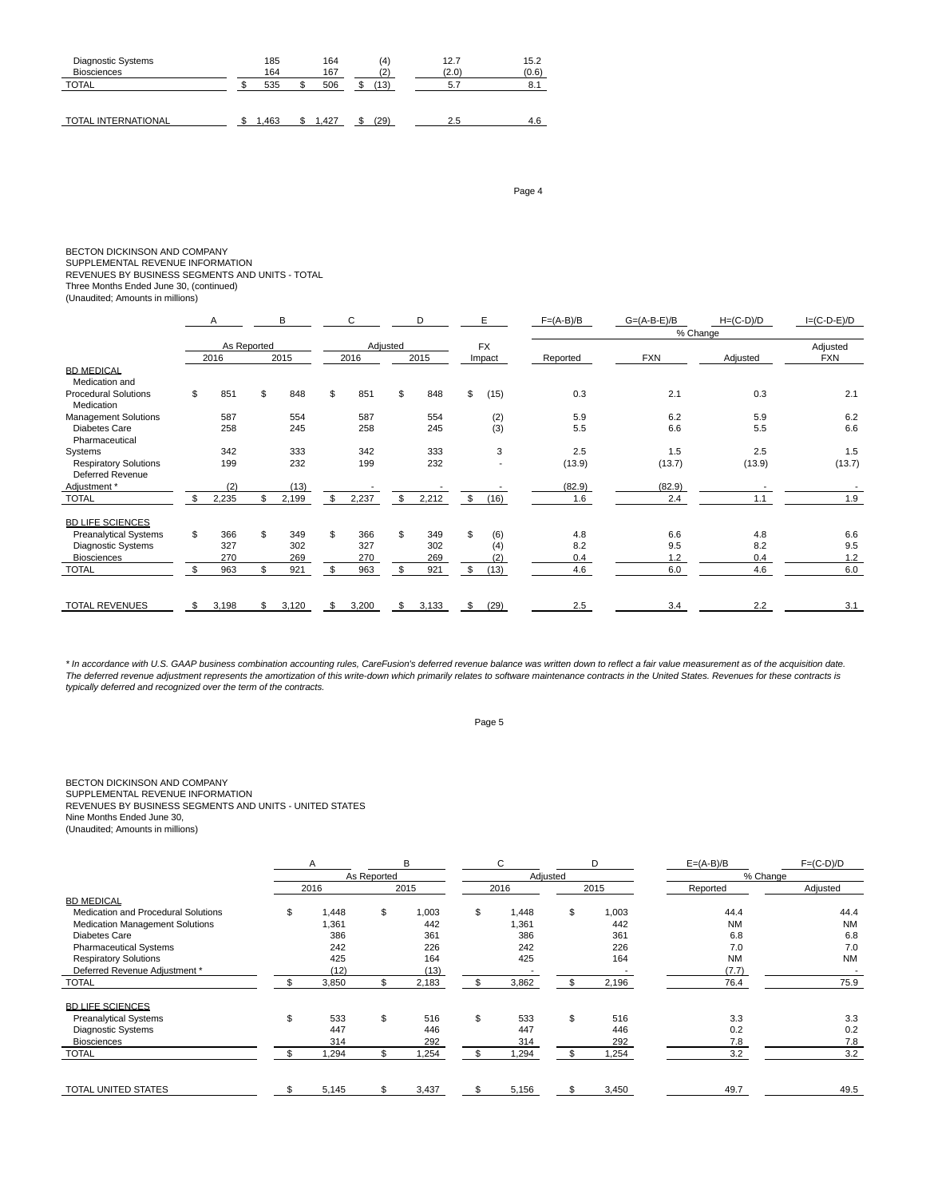| | | | | | |
|---|---|---|---|---|---|
| Diagnostic Systems | 185 | 164 | (4) | 12.7 | 15.2 |
| Biosciences | 164 | 167 | (2) | (2.0) | (0.6) |
| TOTAL | $ 535 | $ 506 | $ (13) | 5.7 | 8.1 |
| | | | | | |
| TOTAL INTERNATIONAL | $ 1,463 | $ 1,427 | $ (29) | 2.5 | 4.6 |

BECTON DICKINSON AND COMPANY
SUPPLEMENTAL REVENUE INFORMATION
REVENUES BY BUSINESS SEGMENTS AND UNITS - TOTAL
Three Months Ended June 30, (continued)
(Unaudited; Amounts in millions)

| | A | B | C | D | E | F=(A-B)/B | G=(A-B-E)/B | H=(C-D)/D | I=(C-D-E)/D |
|---|---|---|---|---|---|---|---|---|---|
| | As Reported | | Adjusted | | FX | % Change | | | |
| | 2016 | 2015 | 2016 | 2015 | Impact | Reported | FXN | Adjusted | Adjusted FXN |
| BD MEDICAL | | | | | | | | | |
| Medication and Procedural Solutions | $ 851 | $ 848 | $ 851 | $ 848 | $ (15) | 0.3 | 2.1 | 0.3 | 2.1 |
| Medication Management Solutions | 587 | 554 | 587 | 554 | (2) | 5.9 | 6.2 | 5.9 | 6.2 |
| Diabetes Care | 258 | 245 | 258 | 245 | (3) | 5.5 | 6.6 | 5.5 | 6.6 |
| Pharmaceutical Systems | 342 | 333 | 342 | 333 | 3 | 2.5 | 1.5 | 2.5 | 1.5 |
| Respiratory Solutions | 199 | 232 | 199 | 232 | - | (13.9) | (13.7) | (13.9) | (13.7) |
| Deferred Revenue Adjustment * | (2) | (13) | - | - | - | (82.9) | (82.9) | - | - |
| TOTAL | $ 2,235 | $ 2,199 | $ 2,237 | $ 2,212 | $ (16) | 1.6 | 2.4 | 1.1 | 1.9 |
| | | | | | | | | | |
| BD LIFE SCIENCES | | | | | | | | | |
| Preanalytical Systems | $ 366 | $ 349 | $ 366 | $ 349 | $ (6) | 4.8 | 6.6 | 4.8 | 6.6 |
| Diagnostic Systems | 327 | 302 | 327 | 302 | (4) | 8.2 | 9.5 | 8.2 | 9.5 |
| Biosciences | 270 | 269 | 270 | 269 | (2) | 0.4 | 1.2 | 0.4 | 1.2 |
| TOTAL | $ 963 | $ 921 | $ 963 | $ 921 | $ (13) | 4.6 | 6.0 | 4.6 | 6.0 |
| | | | | | | | | | |
| TOTAL REVENUES | $ 3,198 | $ 3,120 | $ 3,200 | $ 3,133 | $ (29) | 2.5 | 3.4 | 2.2 | 3.1 |

*\* In accordance with U.S. GAAP business combination accounting rules, CareFusion's deferred revenue balance was written down to reflect a fair value measurement as of the acquisition date. The deferred revenue adjustment represents the amortization of this write-down which primarily relates to software maintenance contracts in the United States. Revenues for these contracts is typically deferred and recognized over the term of the contracts.*

BECTON DICKINSON AND COMPANY
SUPPLEMENTAL REVENUE INFORMATION
REVENUES BY BUSINESS SEGMENTS AND UNITS - UNITED STATES
Nine Months Ended June 30,
(Unaudited; Amounts in millions)

| | A | B | C | D | E=(A-B)/B | F=(C-D)/D |
|---|---|---|---|---|---|---|
| | As Reported | | Adjusted | | % Change | |
| | 2016 | 2015 | 2016 | 2015 | Reported | Adjusted |
| BD MEDICAL | | | | | | |
| Medication and Procedural Solutions | $ 1,448 | $ 1,003 | $ 1,448 | $ 1,003 | 44.4 | 44.4 |
| Medication Management Solutions | 1,361 | 442 | 1,361 | 442 | NM | NM |
| Diabetes Care | 386 | 361 | 386 | 361 | 6.8 | 6.8 |
| Pharmaceutical Systems | 242 | 226 | 242 | 226 | 7.0 | 7.0 |
| Respiratory Solutions | 425 | 164 | 425 | 164 | NM | NM |
| Deferred Revenue Adjustment * | (12) | (13) | - | - | (7.7) | - |
| TOTAL | $ 3,850 | $ 2,183 | $ 3,862 | $ 2,196 | 76.4 | 75.9 |
| | | | | | | |
| BD LIFE SCIENCES | | | | | | |
| Preanalytical Systems | $ 533 | $ 516 | $ 533 | $ 516 | 3.3 | 3.3 |
| Diagnostic Systems | 447 | 446 | 447 | 446 | 0.2 | 0.2 |
| Biosciences | 314 | 292 | 314 | 292 | 7.8 | 7.8 |
| TOTAL | $ 1,294 | $ 1,254 | $ 1,294 | $ 1,254 | 3.2 | 3.2 |
| | | | | | | |
| TOTAL UNITED STATES | $ 5,145 | $ 3,437 | $ 5,156 | $ 3,450 | 49.7 | 49.5 |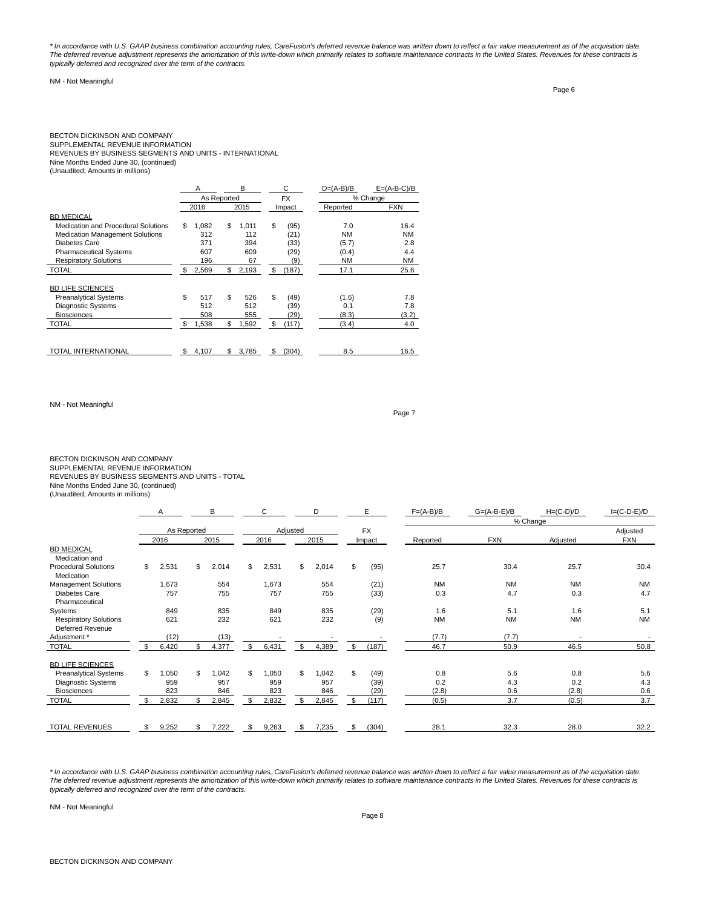*\* In accordance with U.S. GAAP business combination accounting rules, CareFusion's deferred revenue balance was written down to reflect a fair value measurement as of the acquisition date. The deferred revenue adjustment represents the amortization of this write-down which primarily relates to software maintenance contracts in the United States. Revenues for these contracts is typically deferred and recognized over the term of the contracts.*

NM - Not Meaningful

BECTON DICKINSON AND COMPANY
SUPPLEMENTAL REVENUE INFORMATION
REVENUES BY BUSINESS SEGMENTS AND UNITS - INTERNATIONAL
Nine Months Ended June 30, (continued)
(Unaudited; Amounts in millions)

| | A | B | C | D=(A-B)/B | E=(A-B-C)/B |
|---|---|---|---|---|---|
| | As Reported | | FX | % Change | |
| | 2016 | 2015 | Impact | Reported | FXN |
| BD MEDICAL | | | | | |
| Medication and Procedural Solutions | $ 1,082 | $ 1,011 | $ (95) | 7.0 | 16.4 |
| Medication Management Solutions | 312 | 112 | (21) | NM | NM |
| Diabetes Care | 371 | 394 | (33) | (5.7) | 2.8 |
| Pharmaceutical Systems | 607 | 609 | (29) | (0.4) | 4.4 |
| Respiratory Solutions | 196 | 67 | (9) | NM | NM |
| TOTAL | $ 2,569 | $ 2,193 | $ (187) | 17.1 | 25.6 |
| BD LIFE SCIENCES | | | | | |
| Preanalytical Systems | $ 517 | $ 526 | $ (49) | (1.6) | 7.8 |
| Diagnostic Systems | 512 | 512 | (39) | 0.1 | 7.8 |
| Biosciences | 508 | 555 | (29) | (8.3) | (3.2) |
| TOTAL | $ 1,538 | $ 1,592 | $ (117) | (3.4) | 4.0 |
| TOTAL INTERNATIONAL | $ 4,107 | $ 3,785 | $ (304) | 8.5 | 16.5 |

NM - Not Meaningful

BECTON DICKINSON AND COMPANY
SUPPLEMENTAL REVENUE INFORMATION
REVENUES BY BUSINESS SEGMENTS AND UNITS - TOTAL
Nine Months Ended June 30, (continued)
(Unaudited; Amounts in millions)

| | A | B | C | D | E | F=(A-B)/B | G=(A-B-E)/B | H=(C-D)/D | I=(C-D-E)/D |
|---|---|---|---|---|---|---|---|---|---|
| | | | | | | % Change | | | |
| | As Reported | | Adjusted | | FX | | | | Adjusted |
| | 2016 | 2015 | 2016 | 2015 | Impact | Reported | FXN | Adjusted | FXN |
| BD MEDICAL | | | | | | | | | |
| Medication and Procedural Solutions | $ 2,531 | $ 2,014 | $ 2,531 | $ 2,014 | $ (95) | 25.7 | 30.4 | 25.7 | 30.4 |
| Medication Management Solutions | 1,673 | 554 | 1,673 | 554 | (21) | NM | NM | NM | NM |
| Diabetes Care | 757 | 755 | 757 | 755 | (33) | 0.3 | 4.7 | 0.3 | 4.7 |
| Pharmaceutical Systems | 849 | 835 | 849 | 835 | (29) | 1.6 | 5.1 | 1.6 | 5.1 |
| Respiratory Solutions | 621 | 232 | 621 | 232 | (9) | NM | NM | NM | NM |
| Deferred Revenue Adjustment * | (12) | (13) | - | - | - | (7.7) | (7.7) | - | - |
| TOTAL | $ 6,420 | $ 4,377 | $ 6,431 | $ 4,389 | $ (187) | 46.7 | 50.9 | 46.5 | 50.8 |
| BD LIFE SCIENCES | | | | | | | | | |
| Preanalytical Systems | $ 1,050 | $ 1,042 | $ 1,050 | $ 1,042 | $ (49) | 0.8 | 5.6 | 0.8 | 5.6 |
| Diagnostic Systems | 959 | 957 | 959 | 957 | (39) | 0.2 | 4.3 | 0.2 | 4.3 |
| Biosciences | 823 | 846 | 823 | 846 | (29) | (2.8) | 0.6 | (2.8) | 0.6 |
| TOTAL | $ 2,832 | $ 2,845 | $ 2,832 | $ 2,845 | $ (117) | (0.5) | 3.7 | (0.5) | 3.7 |
| TOTAL REVENUES | $ 9,252 | $ 7,222 | $ 9,263 | $ 7,235 | $ (304) | 28.1 | 32.3 | 28.0 | 32.2 |

*\* In accordance with U.S. GAAP business combination accounting rules, CareFusion's deferred revenue balance was written down to reflect a fair value measurement as of the acquisition date. The deferred revenue adjustment represents the amortization of this write-down which primarily relates to software maintenance contracts in the United States. Revenues for these contracts is typically deferred and recognized over the term of the contracts.*

NM - Not Meaningful

BECTON DICKINSON AND COMPANY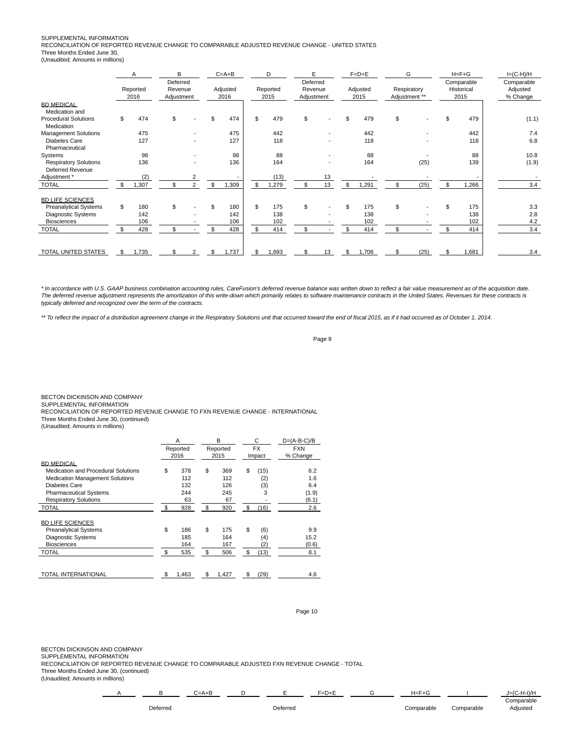SUPPLEMENTAL INFORMATION
RECONCILIATION OF REPORTED REVENUE CHANGE TO COMPARABLE ADJUSTED REVENUE CHANGE - UNITED STATES
Three Months Ended June 30,
(Unaudited; Amounts in millions)

| | A | B | C=A+B | D | E | F=D+E | G | H=F+G | I=(C-H)/H |
|---|---|---|---|---|---|---|---|---|---|
| | Reported 2016 | Deferred Revenue Adjustment | Adjusted 2016 | Reported 2015 | Deferred Revenue Adjustment | Adjusted 2015 | Respiratory Adjustment ** | Comparable Historical 2015 | Comparable Adjusted % Change |
| BD MEDICAL | | | | | | | | | |
| Medication and Procedural Solutions | $ 474 | $ - | $ 474 | $ 479 | $ - | $ 479 | $ - | $ 479 | (1.1) |
| Medication Management Solutions | 475 | - | 475 | 442 | - | 442 | - | 442 | 7.4 |
| Diabetes Care | 127 | - | 127 | 118 | - | 118 | - | 118 | 6.8 |
| Pharmaceutical Systems | 98 | - | 98 | 88 | - | 88 | - | 88 | 10.8 |
| Respiratory Solutions | 136 | - | 136 | 164 | - | 164 | (25) | 139 | (1.9) |
| Deferred Revenue Adjustment * | (2) | 2 | - | (13) | 13 | - | - | - | - |
| TOTAL | $ 1,307 | $ 2 | $ 1,309 | $ 1,279 | $ 13 | $ 1,291 | $ (25) | $ 1,266 | 3.4 |
| BD LIFE SCIENCES | | | | | | | | | |
| Preanalytical Systems | $ 180 | $ - | $ 180 | $ 175 | $ - | $ 175 | $ - | $ 175 | 3.3 |
| Diagnostic Systems | 142 | - | 142 | 138 | - | 138 | - | 138 | 2.8 |
| Biosciences | 106 | - | 106 | 102 | - | 102 | - | 102 | 4.2 |
| TOTAL | $ 428 | $ - | $ 428 | $ 414 | $ - | $ 414 | $ - | $ 414 | 3.4 |
| TOTAL UNITED STATES | $ 1,735 | $ 2 | $ 1,737 | $ 1,693 | $ 13 | $ 1,706 | $ (25) | $ 1,681 | 3.4 |

*\* In accordance with U.S. GAAP business combination accounting rules, CareFusion's deferred revenue balance was written down to reflect a fair value measurement as of the acquisition date. The deferred revenue adjustment represents the amortization of this write-down which primarily relates to software maintenance contracts in the United States. Revenues for these contracts is typically deferred and recognized over the term of the contracts.*

*\*\* To reflect the impact of a distribution agreement change in the Respiratory Solutions unit that occurred toward the end of fiscal 2015, as if it had occurred as of October 1, 2014.*

BECTON DICKINSON AND COMPANY
SUPPLEMENTAL INFORMATION
RECONCILIATION OF REPORTED REVENUE CHANGE TO FXN REVENUE CHANGE - INTERNATIONAL
Three Months Ended June 30, (continued)
(Unaudited; Amounts in millions)

| | A | B | C | D=(A-B-C)/B |
|---|---|---|---|---|
| | Reported 2016 | Reported 2015 | FX Impact | FXN % Change |
| BD MEDICAL | | | | |
| Medication and Procedural Solutions | $ 378 | $ 369 | $ (15) | 6.2 |
| Medication Management Solutions | 112 | 112 | (2) | 1.6 |
| Diabetes Care | 132 | 126 | (3) | 6.4 |
| Pharmaceutical Systems | 244 | 245 | 3 | (1.9) |
| Respiratory Solutions | 63 | 67 | - | (6.1) |
| TOTAL | $ 928 | $ 920 | $ (16) | 2.6 |
| BD LIFE SCIENCES | | | | |
| Preanalytical Systems | $ 186 | $ 175 | $ (6) | 9.9 |
| Diagnostic Systems | 185 | 164 | (4) | 15.2 |
| Biosciences | 164 | 167 | (2) | (0.6) |
| TOTAL | $ 535 | $ 506 | $ (13) | 8.1 |
| TOTAL INTERNATIONAL | $ 1,463 | $ 1,427 | $ (29) | 4.6 |

BECTON DICKINSON AND COMPANY
SUPPLEMENTAL INFORMATION
RECONCILIATION OF REPORTED REVENUE CHANGE TO COMPARABLE ADJUSTED FXN REVENUE CHANGE - TOTAL
Three Months Ended June 30, (continued)
(Unaudited; Amounts in millions)

| | A | B | C=A+B | D | E | F=D+E | G | H=F+G | I | J=(C-H-I)/H |
|---|---|---|---|---|---|---|---|---|---|---|
| | | Deferred | | | Deferred | | | Comparable | Comparable | Comparable Adjusted |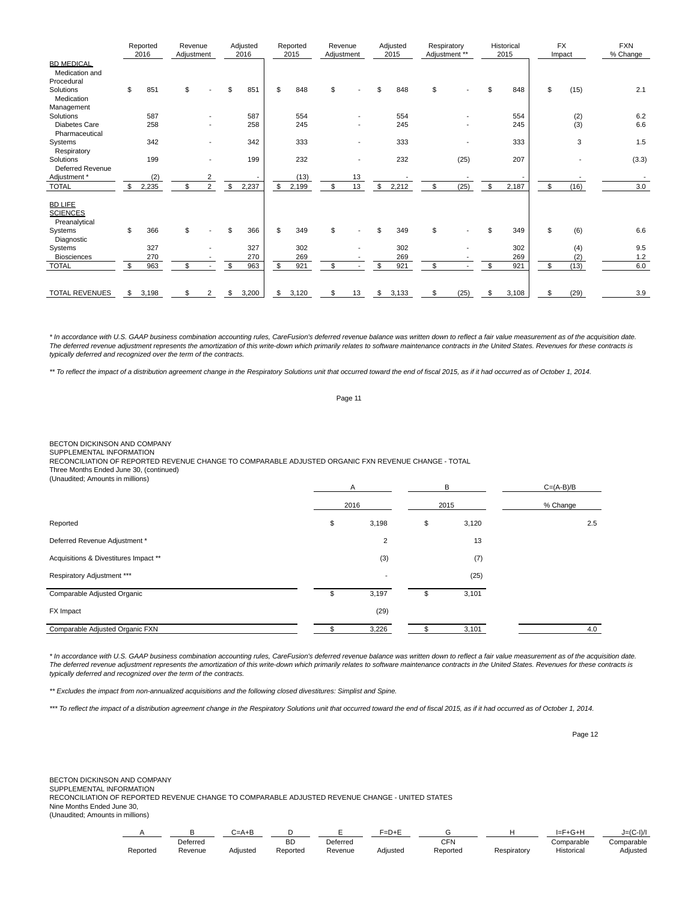| | Reported 2016 | Revenue Adjustment | Adjusted 2016 | Reported 2015 | Revenue Adjustment | Adjusted 2015 | Respiratory Adjustment ** | Historical 2015 | FX Impact | FXN % Change |
|---|---|---|---|---|---|---|---|---|---|---|
| **BD MEDICAL** | | | | | | | | | | |
| Medication and Procedural Solutions | $ 851 | $ - | $ 851 | $ 848 | $ - | $ 848 | $ - | $ 848 | $ (15) | 2.1 |
| Medication Management Solutions | 587 | - | 587 | 554 | - | 554 | - | 554 | (2) | 6.2 |
| Diabetes Care | 258 | - | 258 | 245 | - | 245 | - | 245 | (3) | 6.6 |
| Pharmaceutical Systems | 342 | - | 342 | 333 | - | 333 | - | 333 | 3 | 1.5 |
| Respiratory Solutions | 199 | - | 199 | 232 | - | 232 | (25) | 207 | - | (3.3) |
| Deferred Revenue Adjustment * | (2) | 2 | - | (13) | 13 | - | - | - | - | - |
| TOTAL | $ 2,235 | $ 2 | $ 2,237 | $ 2,199 | $ 13 | $ 2,212 | $ (25) | $ 2,187 | $ (16) | 3.0 |
| **BD LIFE SCIENCES** | | | | | | | | | | |
| Preanalytical Systems | $ 366 | $ - | $ 366 | $ 349 | $ - | $ 349 | $ - | $ 349 | $ (6) | 6.6 |
| Diagnostic Systems | 327 | - | 327 | 302 | - | 302 | - | 302 | (4) | 9.5 |
| Biosciences | 270 | - | 270 | 269 | - | 269 | - | 269 | (2) | 1.2 |
| TOTAL | $ 963 | $ - | $ 963 | $ 921 | $ - | $ 921 | $ - | $ 921 | $ (13) | 6.0 |
| TOTAL REVENUES | $ 3,198 | $ 2 | $ 3,200 | $ 3,120 | $ 13 | $ 3,133 | $ (25) | $ 3,108 | $ (29) | 3.9 |

*\* In accordance with U.S. GAAP business combination accounting rules, CareFusion's deferred revenue balance was written down to reflect a fair value measurement as of the acquisition date. The deferred revenue adjustment represents the amortization of this write-down which primarily relates to software maintenance contracts in the United States. Revenues for these contracts is typically deferred and recognized over the term of the contracts.*

*\*\* To reflect the impact of a distribution agreement change in the Respiratory Solutions unit that occurred toward the end of fiscal 2015, as if it had occurred as of October 1, 2014.*

BECTON DICKINSON AND COMPANY
SUPPLEMENTAL INFORMATION
RECONCILIATION OF REPORTED REVENUE CHANGE TO COMPARABLE ADJUSTED ORGANIC FXN REVENUE CHANGE - TOTAL
Three Months Ended June 30, (continued)
(Unaudited; Amounts in millions)

| | A | B | C=(A-B)/B |
|---|---|---|---|
| | 2016 | 2015 | % Change |
| Reported | $ 3,198 | $ 3,120 | 2.5 |
| Deferred Revenue Adjustment * | 2 | 13 | |
| Acquisitions & Divestitures Impact ** | (3) | (7) | |
| Respiratory Adjustment *** | - | (25) | |
| Comparable Adjusted Organic | $ 3,197 | $ 3,101 | |
| FX Impact | (29) | | |
| Comparable Adjusted Organic FXN | $ 3,226 | $ 3,101 | 4.0 |

*\* In accordance with U.S. GAAP business combination accounting rules, CareFusion's deferred revenue balance was written down to reflect a fair value measurement as of the acquisition date. The deferred revenue adjustment represents the amortization of this write-down which primarily relates to software maintenance contracts in the United States. Revenues for these contracts is typically deferred and recognized over the term of the contracts.*

*\*\* Excludes the impact from non-annualized acquisitions and the following closed divestitures: Simplist and Spine.*

*\*\*\* To reflect the impact of a distribution agreement change in the Respiratory Solutions unit that occurred toward the end of fiscal 2015, as if it had occurred as of October 1, 2014.*

BECTON DICKINSON AND COMPANY
SUPPLEMENTAL INFORMATION
RECONCILIATION OF REPORTED REVENUE CHANGE TO COMPARABLE ADJUSTED REVENUE CHANGE - UNITED STATES
Nine Months Ended June 30,
(Unaudited; Amounts in millions)

| A | B | C=A+B | D | E | F=D+E | G | H | I=F+G+H | J=(C-I)/I |
|---|---|---|---|---|---|---|---|---|---|
| Reported | Deferred Revenue | Adjusted | BD Reported | Deferred Revenue | Adjusted | CFN Reported | Respiratory | Comparable Historical | Comparable Adjusted |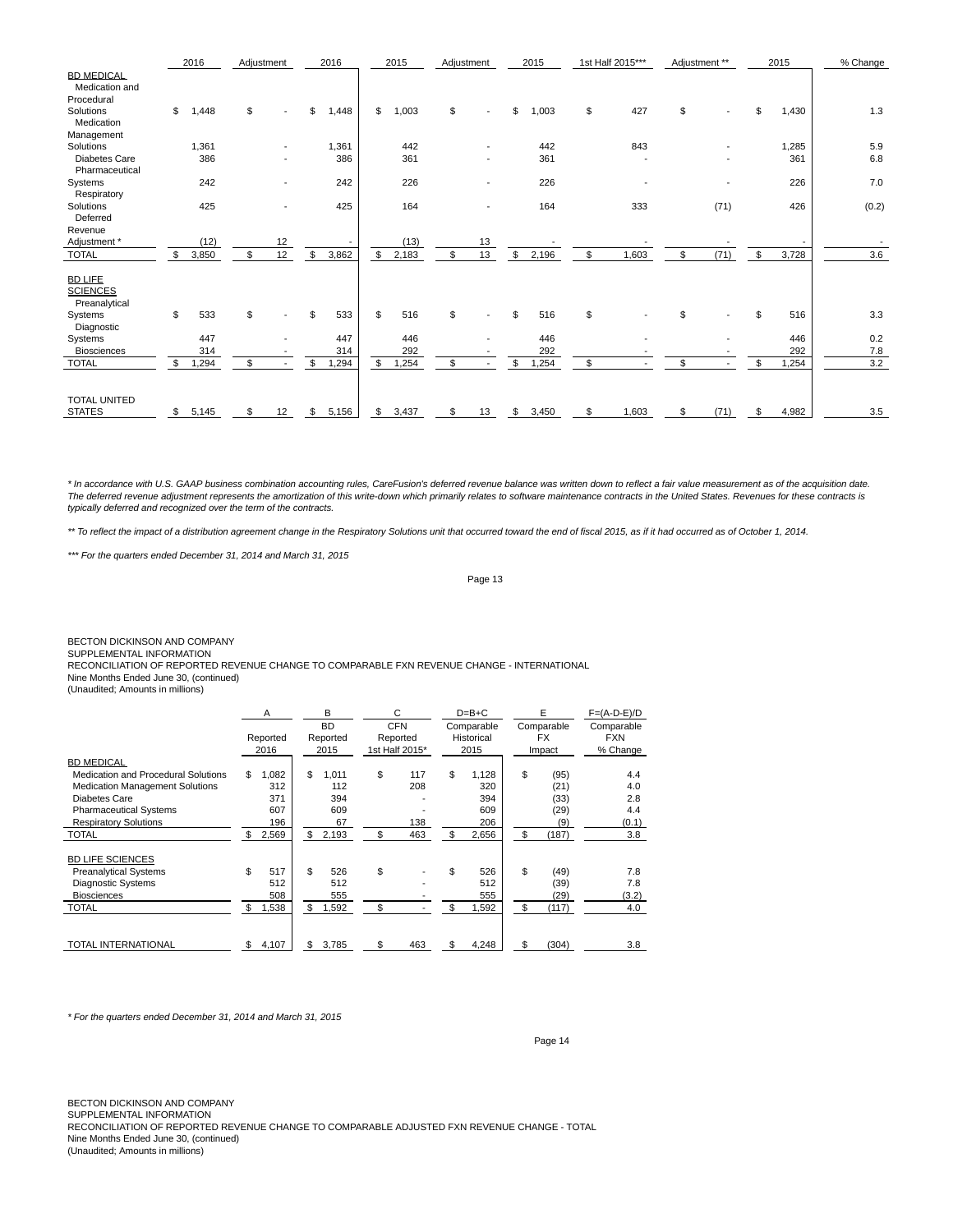| | 2016 | Adjustment | 2016 | 2015 | Adjustment | 2015 | 1st Half 2015*** | Adjustment ** | 2015 | % Change |
|---|---|---|---|---|---|---|---|---|---|---|
| **BD MEDICAL** | | | | | | | | | | |
| Medication and Procedural Solutions | $ 1,448 | $ - | $ 1,448 | $ 1,003 | $ - | $ 1,003 | $ 427 | $ - | $ 1,430 | 1.3 |
| Medication Management Solutions | 1,361 | - | 1,361 | 442 | - | 442 | 843 | - | 1,285 | 5.9 |
| Diabetes Care | 386 | - | 386 | 361 | - | 361 | - | - | 361 | 6.8 |
| Pharmaceutical Systems | 242 | - | 242 | 226 | - | 226 | - | - | 226 | 7.0 |
| Respiratory Solutions | 425 | - | 425 | 164 | - | 164 | 333 | (71) | 426 | (0.2) |
| Deferred Revenue Adjustment * | (12) | 12 | - | (13) | 13 | - | - | - | - | - |
| TOTAL | $ 3,850 | $ 12 | $ 3,862 | $ 2,183 | $ 13 | $ 2,196 | $ 1,603 | $ (71) | $ 3,728 | 3.6 |
| **BD LIFE SCIENCES** | | | | | | | | | | |
| Preanalytical Systems | $ 533 | $ - | $ 533 | $ 516 | $ - | $ 516 | $ - | $ - | $ 516 | 3.3 |
| Diagnostic Systems | 447 | - | 447 | 446 | - | 446 | - | - | 446 | 0.2 |
| Biosciences | 314 | - | 314 | 292 | - | 292 | - | - | 292 | 7.8 |
| TOTAL | $ 1,294 | $ - | $ 1,294 | $ 1,254 | $ - | $ 1,254 | $ - | $ - | $ 1,254 | 3.2 |
| TOTAL UNITED STATES | $ 5,145 | $ 12 | $ 5,156 | $ 3,437 | $ 13 | $ 3,450 | $ 1,603 | $ (71) | $ 4,982 | 3.5 |

*\* In accordance with U.S. GAAP business combination accounting rules, CareFusion's deferred revenue balance was written down to reflect a fair value measurement as of the acquisition date. The deferred revenue adjustment represents the amortization of this write-down which primarily relates to software maintenance contracts in the United States. Revenues for these contracts is typically deferred and recognized over the term of the contracts.*

*\*\* To reflect the impact of a distribution agreement change in the Respiratory Solutions unit that occurred toward the end of fiscal 2015, as if it had occurred as of October 1, 2014.*

*\*\*\* For the quarters ended December 31, 2014 and March 31, 2015*

BECTON DICKINSON AND COMPANY
SUPPLEMENTAL INFORMATION
RECONCILIATION OF REPORTED REVENUE CHANGE TO COMPARABLE FXN REVENUE CHANGE - INTERNATIONAL
Nine Months Ended June 30, (continued)
(Unaudited; Amounts in millions)

| | A | B | C | D=B+C | E | F=(A-D-E)/D |
|---|---|---|---|---|---|---|
| | Reported 2016 | BD Reported 2015 | CFN Reported 1st Half 2015* | Comparable Historical 2015 | Comparable FX Impact | Comparable FXN % Change |
| **BD MEDICAL** | | | | | | |
| Medication and Procedural Solutions | $ 1,082 | $ 1,011 | $ 117 | $ 1,128 | $ (95) | 4.4 |
| Medication Management Solutions | 312 | 112 | 208 | 320 | (21) | 4.0 |
| Diabetes Care | 371 | 394 | - | 394 | (33) | 2.8 |
| Pharmaceutical Systems | 607 | 609 | - | 609 | (29) | 4.4 |
| Respiratory Solutions | 196 | 67 | 138 | 206 | (9) | (0.1) |
| TOTAL | $ 2,569 | $ 2,193 | $ 463 | $ 2,656 | $ (187) | 3.8 |
| **BD LIFE SCIENCES** | | | | | | |
| Preanalytical Systems | $ 517 | $ 526 | $ - | $ 526 | $ (49) | 7.8 |
| Diagnostic Systems | 512 | 512 | - | 512 | (39) | 7.8 |
| Biosciences | 508 | 555 | - | 555 | (29) | (3.2) |
| TOTAL | $ 1,538 | $ 1,592 | $ - | $ 1,592 | $ (117) | 4.0 |
| TOTAL INTERNATIONAL | $ 4,107 | $ 3,785 | $ 463 | $ 4,248 | $ (304) | 3.8 |

*\* For the quarters ended December 31, 2014 and March 31, 2015*

BECTON DICKINSON AND COMPANY
SUPPLEMENTAL INFORMATION
RECONCILIATION OF REPORTED REVENUE CHANGE TO COMPARABLE ADJUSTED FXN REVENUE CHANGE - TOTAL
Nine Months Ended June 30, (continued)
(Unaudited; Amounts in millions)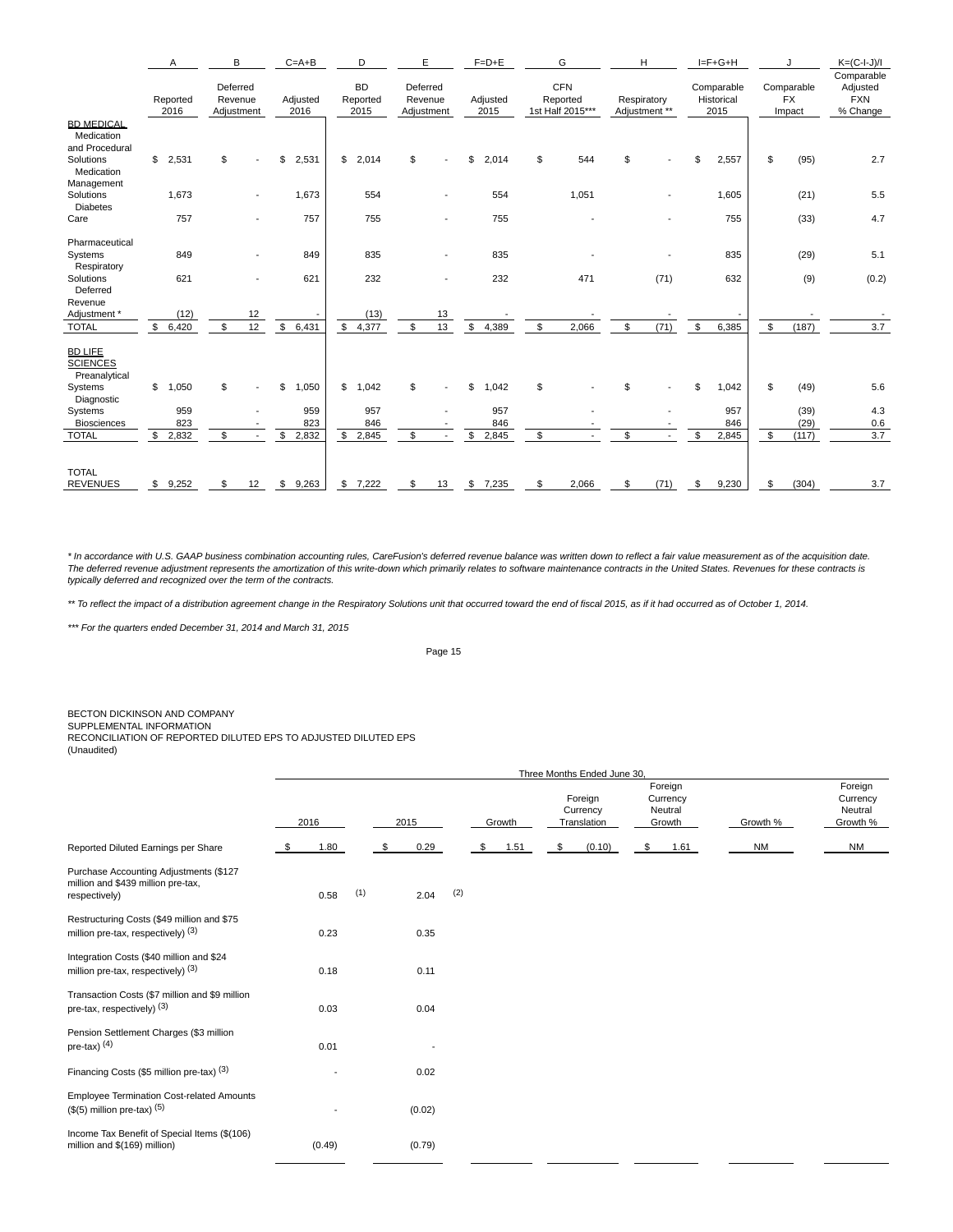| | A | B | C=A+B | D | E | F=D+E | G | H | I=F+G+H | J | K=(C-I-J)/I |
|---|---|---|---|---|---|---|---|---|---|---|---|
| | Reported 2016 | Deferred Revenue Adjustment | Adjusted 2016 | BD Reported 2015 | Deferred Revenue Adjustment | Adjusted 2015 | CFN Reported 1st Half 2015*** | Respiratory Adjustment ** | Comparable Historical 2015 | Comparable FX Impact | Comparable Adjusted FXN % Change |
| **BD MEDICAL** | | | | | | | | | | | |
| Medication and Procedural Solutions | $ 2,531 | $ - | $ 2,531 | $ 2,014 | $ - | $ 2,014 | $ 544 | $ - | $ 2,557 | $ (95) | 2.7 |
| Medication Management Solutions | 1,673 | - | 1,673 | 554 | - | 554 | 1,051 | - | 1,605 | (21) | 5.5 |
| Diabetes Care | 757 | - | 757 | 755 | - | 755 | - | - | 755 | (33) | 4.7 |
| Pharmaceutical Systems | 849 | - | 849 | 835 | - | 835 | - | - | 835 | (29) | 5.1 |
| Respiratory Solutions | 621 | - | 621 | 232 | - | 232 | 471 | (71) | 632 | (9) | (0.2) |
| Deferred Revenue Adjustment * | (12) | 12 | - | (13) | 13 | - | - | - | - | - | - |
| TOTAL | $ 6,420 | $ 12 | $ 6,431 | $ 4,377 | $ 13 | $ 4,389 | $ 2,066 | $ (71) | $ 6,385 | $ (187) | 3.7 |
| **BD LIFE SCIENCES** | | | | | | | | | | | |
| Preanalytical Systems | $ 1,050 | $ - | $ 1,050 | $ 1,042 | $ - | $ 1,042 | $ - | $ - | $ 1,042 | $ (49) | 5.6 |
| Diagnostic Systems | 959 | - | 959 | 957 | - | 957 | - | - | 957 | (39) | 4.3 |
| Biosciences | 823 | - | 823 | 846 | - | 846 | - | - | 846 | (29) | 0.6 |
| TOTAL | $ 2,832 | $ - | $ 2,832 | $ 2,845 | $ - | $ 2,845 | $ - | $ - | $ 2,845 | $ (117) | 3.7 |
| TOTAL REVENUES | $ 9,252 | $ 12 | $ 9,263 | $ 7,222 | $ 13 | $ 7,235 | $ 2,066 | $ (71) | $ 9,230 | $ (304) | 3.7 |

*\* In accordance with U.S. GAAP business combination accounting rules, CareFusion's deferred revenue balance was written down to reflect a fair value measurement as of the acquisition date. The deferred revenue adjustment represents the amortization of this write-down which primarily relates to software maintenance contracts in the United States. Revenues for these contracts is typically deferred and recognized over the term of the contracts.*

*\*\* To reflect the impact of a distribution agreement change in the Respiratory Solutions unit that occurred toward the end of fiscal 2015, as if it had occurred as of October 1, 2014.*

*\*\*\* For the quarters ended December 31, 2014 and March 31, 2015*

BECTON DICKINSON AND COMPANY
SUPPLEMENTAL INFORMATION
RECONCILIATION OF REPORTED DILUTED EPS TO ADJUSTED DILUTED EPS
(Unaudited)

| | Three Months Ended June 30, | | | | | | |
|---|---|---|---|---|---|---|---|
| | 2016 | 2015 | Growth | Foreign Currency Translation | Foreign Currency Neutral Growth | Growth % | Foreign Currency Neutral Growth % |
| Reported Diluted Earnings per Share | $ 1.80 | $ 0.29 | $ 1.51 | $ (0.10) | $ 1.61 | NM | NM |
| Purchase Accounting Adjustments ($127 million and $439 million pre-tax, respectively) | 0.58 (1) | 2.04 (2) | | | | | |
| Restructuring Costs ($49 million and $75 million pre-tax, respectively) (3) | 0.23 | 0.35 | | | | | |
| Integration Costs ($40 million and $24 million pre-tax, respectively) (3) | 0.18 | 0.11 | | | | | |
| Transaction Costs ($7 million and $9 million pre-tax, respectively) (3) | 0.03 | 0.04 | | | | | |
| Pension Settlement Charges ($3 million pre-tax) (4) | 0.01 | - | | | | | |
| Financing Costs ($5 million pre-tax) (3) | - | 0.02 | | | | | |
| Employee Termination Cost-related Amounts ($(5) million pre-tax) (5) | - | (0.02) | | | | | |
| Income Tax Benefit of Special Items ($(106) million and $(169) million) | (0.49) | (0.79) | | | | | |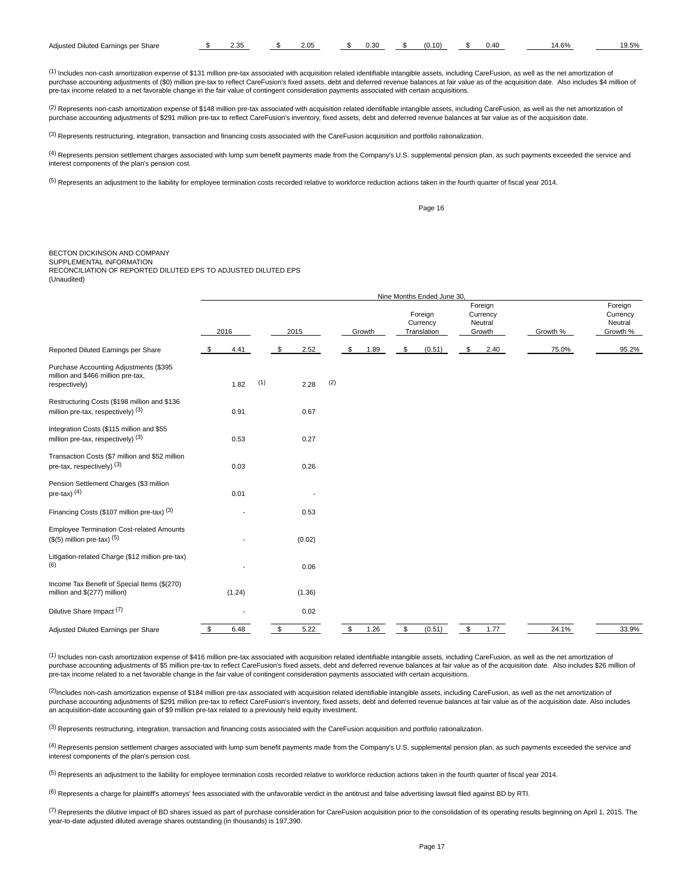| | | | | | | | |
|---|---|---|---|---|---|---|---|
| Adjusted Diluted Earnings per Share | $ 2.35 | $ 2.05 | $ 0.30 | $ (0.10) | $ 0.40 | 14.6% | 19.5% |

(1) Includes non-cash amortization expense of $131 million pre-tax associated with acquisition related identifiable intangible assets, including CareFusion, as well as the net amortization of purchase accounting adjustments of ($0) million pre-tax to reflect CareFusion's fixed assets, debt and deferred revenue balances at fair value as of the acquisition date. Also includes $4 million of pre-tax income related to a net favorable change in the fair value of contingent consideration payments associated with certain acquisitions.

(2) Represents non-cash amortization expense of $148 million pre-tax associated with acquisition related identifiable intangible assets, including CareFusion, as well as the net amortization of purchase accounting adjustments of $291 million pre-tax to reflect CareFusion's inventory, fixed assets, debt and deferred revenue balances at fair value as of the acquisition date.

(3) Represents restructuring, integration, transaction and financing costs associated with the CareFusion acquisition and portfolio rationalization.

(4) Represents pension settlement charges associated with lump sum benefit payments made from the Company's U.S. supplemental pension plan, as such payments exceeded the service and interest components of the plan's pension cost.

(5) Represents an adjustment to the liability for employee termination costs recorded relative to workforce reduction actions taken in the fourth quarter of fiscal year 2014.

BECTON DICKINSON AND COMPANY
SUPPLEMENTAL INFORMATION
RECONCILIATION OF REPORTED DILUTED EPS TO ADJUSTED DILUTED EPS
(Unaudited)

| | Nine Months Ended June 30, | | | | | | |
|---|---|---|---|---|---|---|---|
| | 2016 | 2015 | Growth | Foreign Currency Translation | Foreign Currency Neutral Growth | Growth % | Foreign Currency Neutral Growth % |
| Reported Diluted Earnings per Share | $ 4.41 | $ 2.52 | $ 1.89 | $ (0.51) | $ 2.40 | 75.0% | 95.2% |
| Purchase Accounting Adjustments ($395 million and $466 million pre-tax, respectively) | 1.82 (1) | 2.28 (2) | | | | | |
| Restructuring Costs ($198 million and $136 million pre-tax, respectively) (3) | 0.91 | 0.67 | | | | | |
| Integration Costs ($115 million and $55 million pre-tax, respectively) (3) | 0.53 | 0.27 | | | | | |
| Transaction Costs ($7 million and $52 million pre-tax, respectively) (3) | 0.03 | 0.26 | | | | | |
| Pension Settlement Charges ($3 million pre-tax) (4) | 0.01 | - | | | | | |
| Financing Costs ($107 million pre-tax) (3) | - | 0.53 | | | | | |
| Employee Termination Cost-related Amounts ($(5) million pre-tax) (5) | - | (0.02) | | | | | |
| Litigation-related Charge ($12 million pre-tax) (6) | - | 0.06 | | | | | |
| Income Tax Benefit of Special Items ($(270) million and $(277) million) | (1.24) | (1.36) | | | | | |
| Dilutive Share Impact (7) | - | 0.02 | | | | | |
| Adjusted Diluted Earnings per Share | $ 6.48 | $ 5.22 | $ 1.26 | $ (0.51) | $ 1.77 | 24.1% | 33.9% |

(1) Includes non-cash amortization expense of $416 million pre-tax associated with acquisition related identifiable intangible assets, including CareFusion, as well as the net amortization of purchase accounting adjustments of $5 million pre-tax to reflect CareFusion's fixed assets, debt and deferred revenue balances at fair value as of the acquisition date. Also includes $26 million of pre-tax income related to a net favorable change in the fair value of contingent consideration payments associated with certain acquisitions.

(2) Includes non-cash amortization expense of $184 million pre-tax associated with acquisition related identifiable intangible assets, including CareFusion, as well as the net amortization of purchase accounting adjustments of $291 million pre-tax to reflect CareFusion's inventory, fixed assets, debt and deferred revenue balances at fair value as of the acquisition date. Also includes an acquisition-date accounting gain of $9 million pre-tax related to a previously held equity investment.

(3) Represents restructuring, integration, transaction and financing costs associated with the CareFusion acquisition and portfolio rationalization.

(4) Represents pension settlement charges associated with lump sum benefit payments made from the Company's U.S. supplemental pension plan, as such payments exceeded the service and interest components of the plan's pension cost.

(5) Represents an adjustment to the liability for employee termination costs recorded relative to workforce reduction actions taken in the fourth quarter of fiscal year 2014.

(6) Represents a charge for plaintiff's attorneys' fees associated with the unfavorable verdict in the antitrust and false advertising lawsuit filed against BD by RTI.

(7) Represents the dilutive impact of BD shares issued as part of purchase consideration for CareFusion acquisition prior to the consolidation of its operating results beginning on April 1, 2015. The year-to-date adjusted diluted average shares outstanding (in thousands) is 197,390.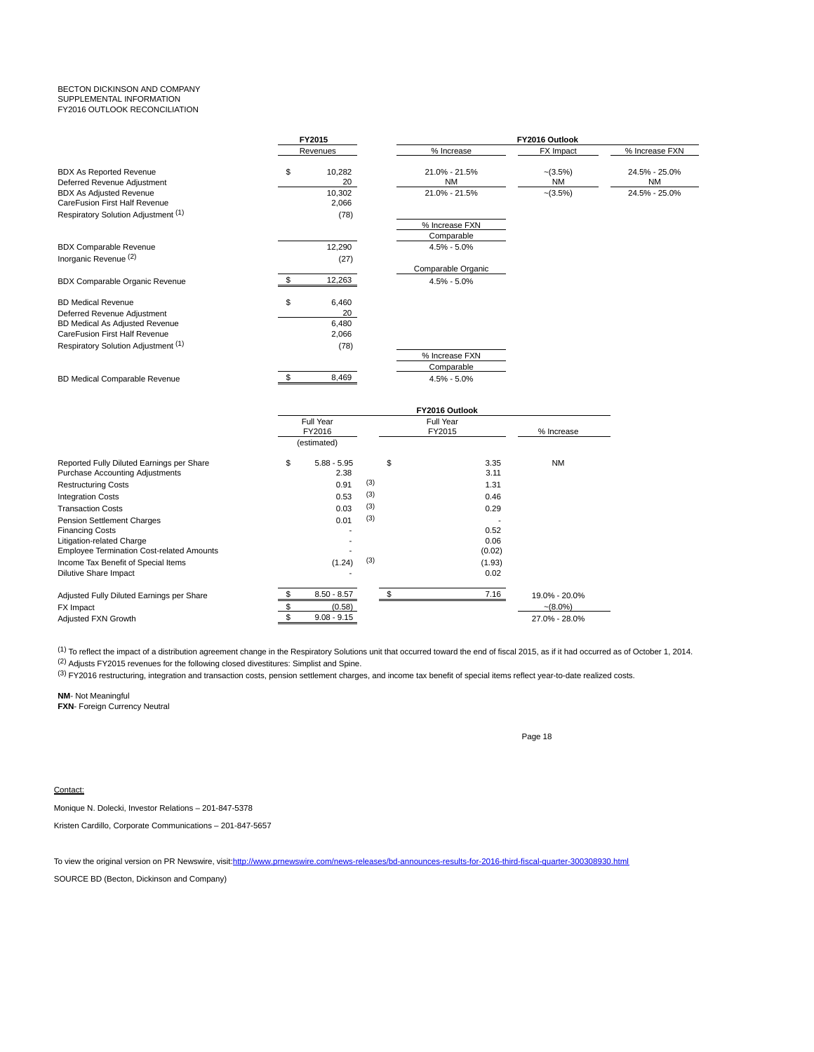BECTON DICKINSON AND COMPANY
SUPPLEMENTAL INFORMATION
FY2016 OUTLOOK RECONCILIATION

| | FY2015 | FY2016 Outlook | | |
|---|---|---|---|---|
| | Revenues | % Increase | FX Impact | % Increase FXN |
| BDX As Reported Revenue | $ 10,282 | 21.0% - 21.5% | ~(3.5%) | 24.5% - 25.0% |
| Deferred Revenue Adjustment | 20 | NM | NM | NM |
| BDX As Adjusted Revenue | 10,302 | 21.0% - 21.5% | ~(3.5%) | 24.5% - 25.0% |
| CareFusion First Half Revenue | 2,066 | | | |
| Respiratory Solution Adjustment [1] | (78) | | | |
| | | % Increase FXN Comparable | | |
| BDX Comparable Revenue | 12,290 | 4.5% - 5.0% | | |
| Inorganic Revenue [2] | (27) | | | |
| | | Comparable Organic | | |
| BDX Comparable Organic Revenue | $ 12,263 | 4.5% - 5.0% | | |
| | | | | |
| BD Medical Revenue | $ 6,460 | | | |
| Deferred Revenue Adjustment | 20 | | | |
| BD Medical As Adjusted Revenue | 6,480 | | | |
| CareFusion First Half Revenue | 2,066 | | | |
| Respiratory Solution Adjustment [1] | (78) | | | |
| | | % Increase FXN Comparable | | |
| BD Medical Comparable Revenue | $ 8,469 | 4.5% - 5.0% | | |

| | FY2016 Outlook | | |
|---|---|---|---|
| | Full Year FY2016 (estimated) | Full Year FY2015 | % Increase |
| Reported Fully Diluted Earnings per Share | $ 5.88 - 5.95 | $ 3.35 | NM |
| Purchase Accounting Adjustments | 2.38 | 3.11 | |
| Restructuring Costs | 0.91 [3] | 1.31 | |
| Integration Costs | 0.53 [3] | 0.46 | |
| Transaction Costs | 0.03 [3] | 0.29 | |
| Pension Settlement Charges | 0.01 [3] | - | |
| Financing Costs | - | 0.52 | |
| Litigation-related Charge | - | 0.06 | |
| Employee Termination Cost-related Amounts | - | (0.02) | |
| Income Tax Benefit of Special Items | (1.24) [3] | (1.93) | |
| Dilutive Share Impact | - | 0.02 | |
| Adjusted Fully Diluted Earnings per Share | $ 8.50 - 8.57 | $ 7.16 | 19.0% - 20.0% |
| FX Impact | $ (0.58) | | ~(8.0%) |
| Adjusted FXN Growth | $ 9.08 - 9.15 | | 27.0% - 28.0% |

[1] To reflect the impact of a distribution agreement change in the Respiratory Solutions unit that occurred toward the end of fiscal 2015, as if it had occurred as of October 1, 2014.
[2] Adjusts FY2015 revenues for the following closed divestitures: Simplist and Spine.
[3] FY2016 restructuring, integration and transaction costs, pension settlement charges, and income tax benefit of special items reflect year-to-date realized costs.

**NM**- Not Meaningful
**FXN**- Foreign Currency Neutral

Contact:

Monique N. Dolecki, Investor Relations – 201-847-5378

Kristen Cardillo, Corporate Communications – 201-847-5657

To view the original version on PR Newswire, visit:http://www.prnewswire.com/news-releases/bd-announces-results-for-2016-third-fiscal-quarter-300308930.html

SOURCE BD (Becton, Dickinson and Company)